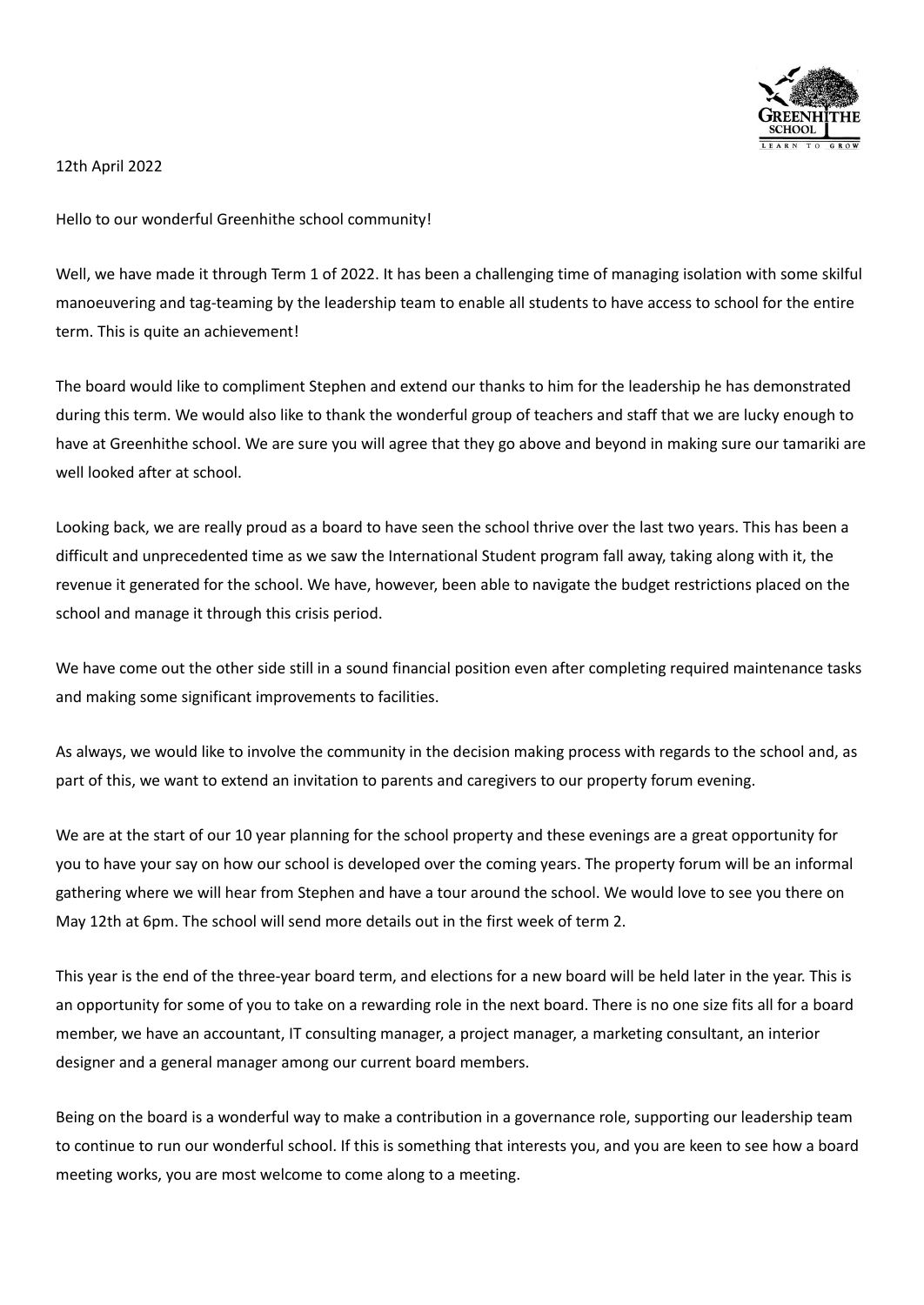12th April 2022

Hello to our wonderful Greenhithe school community!

Well, we have made it through Term 1 of 2022. It has been a challenging time of managing isolation with some skilful manoeuvering and tag-teaming by the leadership team to enable all students to have access to school for the entire term. This is quite an achievement!

The board would like to compliment Stephen and extend our thanks to him for the leadership he has demonstrated during this term. We would also like to thank the wonderful group of teachers and staff that we are lucky enough to have at Greenhithe school. We are sure you will agree that they go above and beyond in making sure our tamariki are well looked after at school.

Looking back, we are really proud as a board to have seen the school thrive over the last two years. This has been a difficult and unprecedented time as we saw the International Student program fall away, taking along with it, the revenue it generated for the school. We have, however, been able to navigate the budget restrictions placed on the school and manage it through this crisis period.

We have come out the other side still in a sound financial position even after completing required maintenance tasks and making some significant improvements to facilities.

As always, we would like to involve the community in the decision making process with regards to the school and, as part of this, we want to extend an invitation to parents and caregivers to our property forum evening.

We are at the start of our 10 year planning for the school property and these evenings are a great opportunity for you to have your say on how our school is developed over the coming years. The property forum will be an informal gathering where we will hear from Stephen and have a tour around the school. We would love to see you there on May 12th at 6pm. The school will send more details out in the first week of term 2.

This year is the end of the three-year board term, and elections for a new board will be held later in the year. This is an opportunity for some of you to take on a rewarding role in the next board. There is no one size fits all for a board member, we have an accountant, IT consulting manager, a project manager, a marketing consultant, an interior designer and a general manager among our current board members.

Being on the board is a wonderful way to make a contribution in a governance role, supporting our leadership team to continue to run our wonderful school. If this is something that interests you, and you are keen to see how a board meeting works, you are most welcome to come along to a meeting.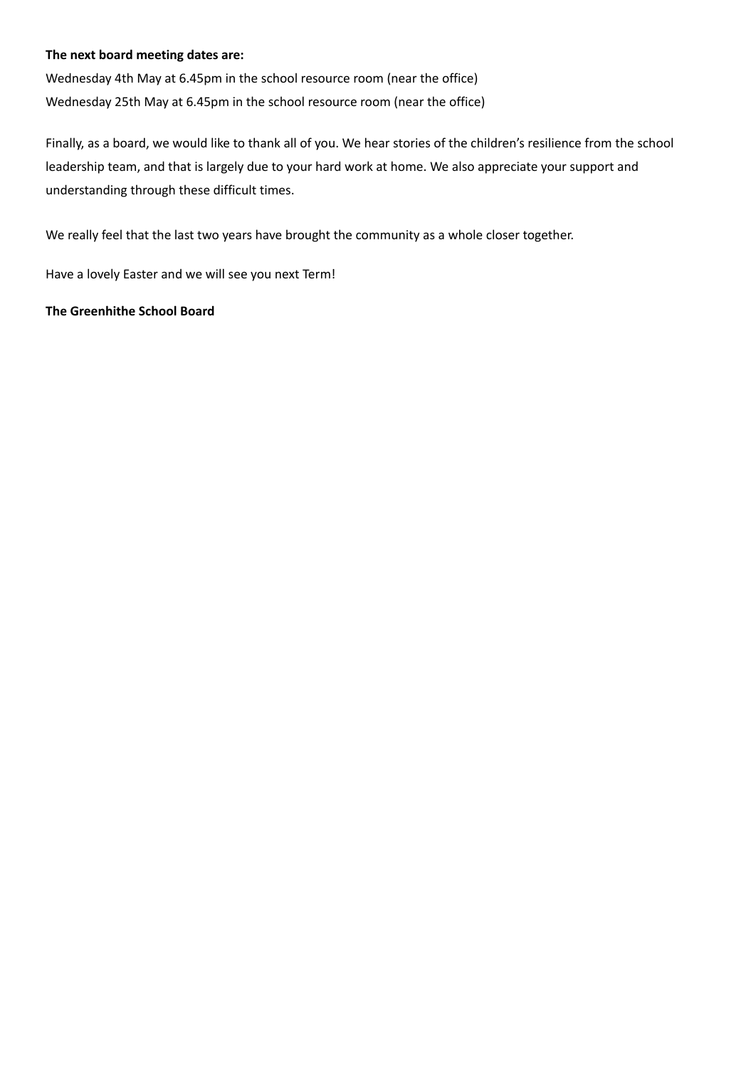**The next board meeting dates are:**

Wednesday 4th May at 6.45pm in the school resource room (near the office)
Wednesday 25th May at 6.45pm in the school resource room (near the office)

Finally, as a board, we would like to thank all of you. We hear stories of the children's resilience from the school leadership team, and that is largely due to your hard work at home. We also appreciate your support and understanding through these difficult times.

We really feel that the last two years have brought the community as a whole closer together.

Have a lovely Easter and we will see you next Term!

**The Greenhithe School Board**